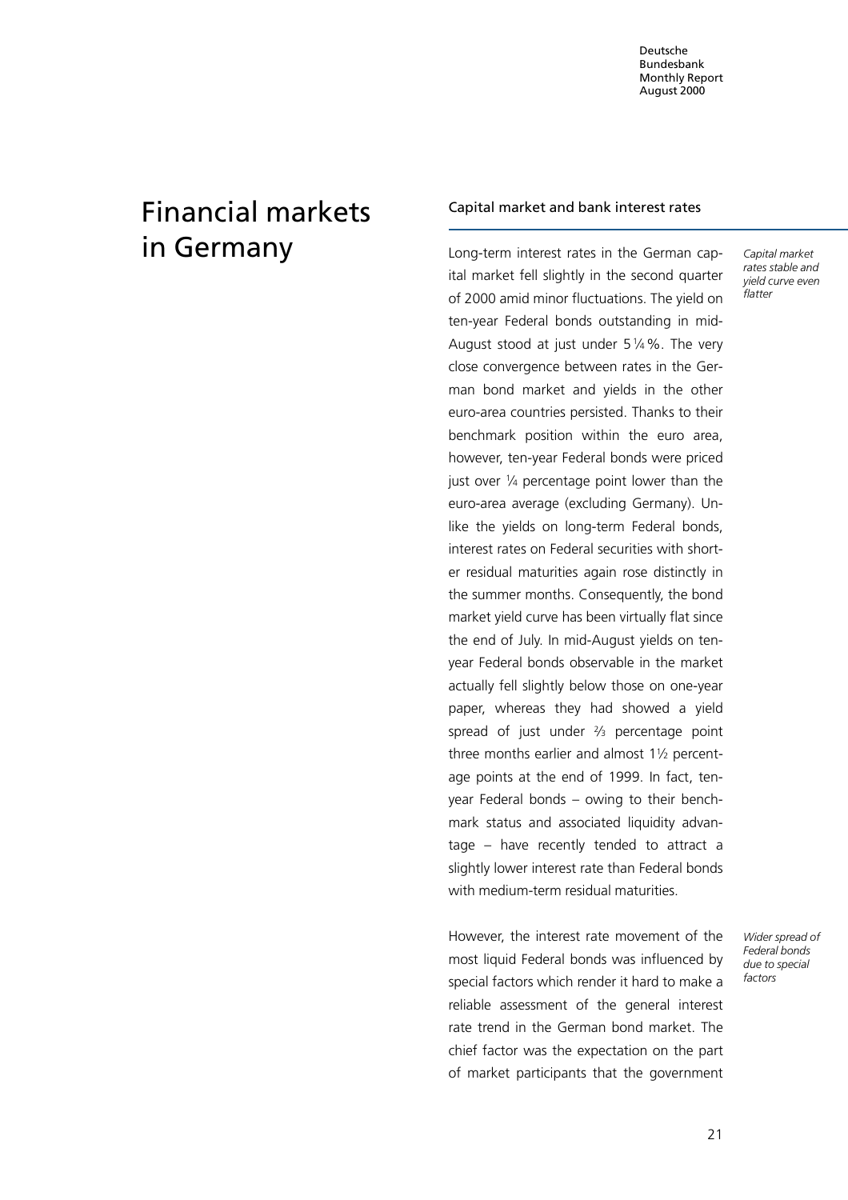# Financial markets in Germany

## Capital market and bank interest rates

*Capital market rates stable and yield curve even flatter*

Long-term interest rates in the German capital market fell slightly in the second quarter of 2000 amid minor fluctuations. The yield on ten-year Federal bonds outstanding in mid-August stood at just under 5 ¼ %. The very close convergence between rates in the German bond market and yields in the other euro-area countries persisted. Thanks to their benchmark position within the euro area, however, ten-year Federal bonds were priced just over ¼ percentage point lower than the euro-area average (excluding Germany). Unlike the yields on long-term Federal bonds, interest rates on Federal securities with shorter residual maturities again rose distinctly in the summer months. Consequently, the bond market yield curve has been virtually flat since the end of July. In mid-August yields on ten-year Federal bonds observable in the market actually fell slightly below those on one-year paper, whereas they had showed a yield spread of just under ⅔ percentage point three months earlier and almost 1½ percentage points at the end of 1999. In fact, ten-year Federal bonds – owing to their benchmark status and associated liquidity advantage – have recently tended to attract a slightly lower interest rate than Federal bonds with medium-term residual maturities.

*Wider spread of Federal bonds due to special factors*

However, the interest rate movement of the most liquid Federal bonds was influenced by special factors which render it hard to make a reliable assessment of the general interest rate trend in the German bond market. The chief factor was the expectation on the part of market participants that the government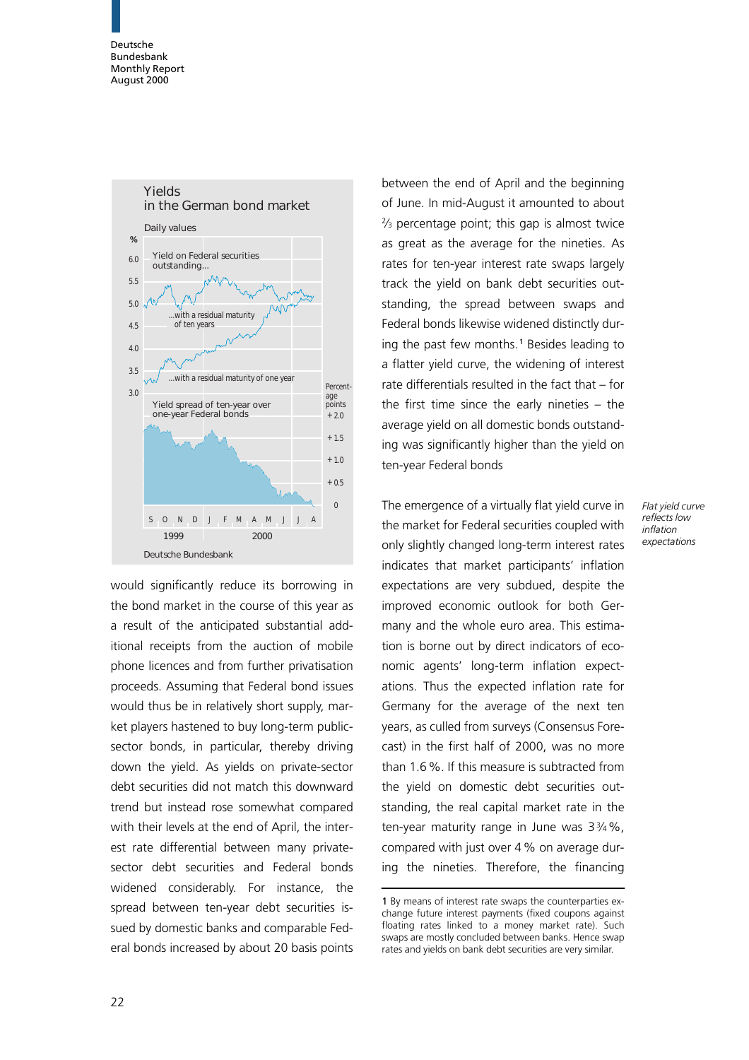**Yields in the German bond market**

Daily values

% 

Yield on Federal securities outstanding...

...with a residual maturity of ten years

...with a residual maturity of one year

Yield spread of ten-year over one-year Federal bonds

Percentage points

S O N D J F M A M J J A
1999 2000

Deutsche Bundesbank

would significantly reduce its borrowing in the bond market in the course of this year as a result of the anticipated substantial additional receipts from the auction of mobile phone licences and from further privatisation proceeds. Assuming that Federal bond issues would thus be in relatively short supply, market players hastened to buy long-term public-sector bonds, in particular, thereby driving down the yield. As yields on private-sector debt securities did not match this downward trend but instead rose somewhat compared with their levels at the end of April, the interest rate differential between many private-sector debt securities and Federal bonds widened considerably. For instance, the spread between ten-year debt securities issued by domestic banks and comparable Federal bonds increased by about 20 basis points between the end of April and the beginning of June. In mid-August it amounted to about ⅔ percentage point; this gap is almost twice as great as the average for the nineties. As rates for ten-year interest rate swaps largely track the yield on bank debt securities outstanding, the spread between swaps and Federal bonds likewise widened distinctly during the past few months.[1] Besides leading to a flatter yield curve, the widening of interest rate differentials resulted in the fact that – for the first time since the early nineties – the average yield on all domestic bonds outstanding was significantly higher than the yield on ten-year Federal bonds

*Flat yield curve reflects low inflation expectations*

The emergence of a virtually flat yield curve in the market for Federal securities coupled with only slightly changed long-term interest rates indicates that market participants' inflation expectations are very subdued, despite the improved economic outlook for both Germany and the whole euro area. This estimation is borne out by direct indicators of economic agents' long-term inflation expectations. Thus the expected inflation rate for Germany for the average of the next ten years, as culled from surveys (Consensus Forecast) in the first half of 2000, was no more than 1.6 %. If this measure is subtracted from the yield on domestic debt securities outstanding, the real capital market rate in the ten-year maturity range in June was 3¾ %, compared with just over 4 % on average during the nineties. Therefore, the financing

1 By means of interest rate swaps the counterparties exchange future interest payments (fixed coupons against floating rates linked to a money market rate). Such swaps are mostly concluded between banks. Hence swap rates and yields on bank debt securities are very similar.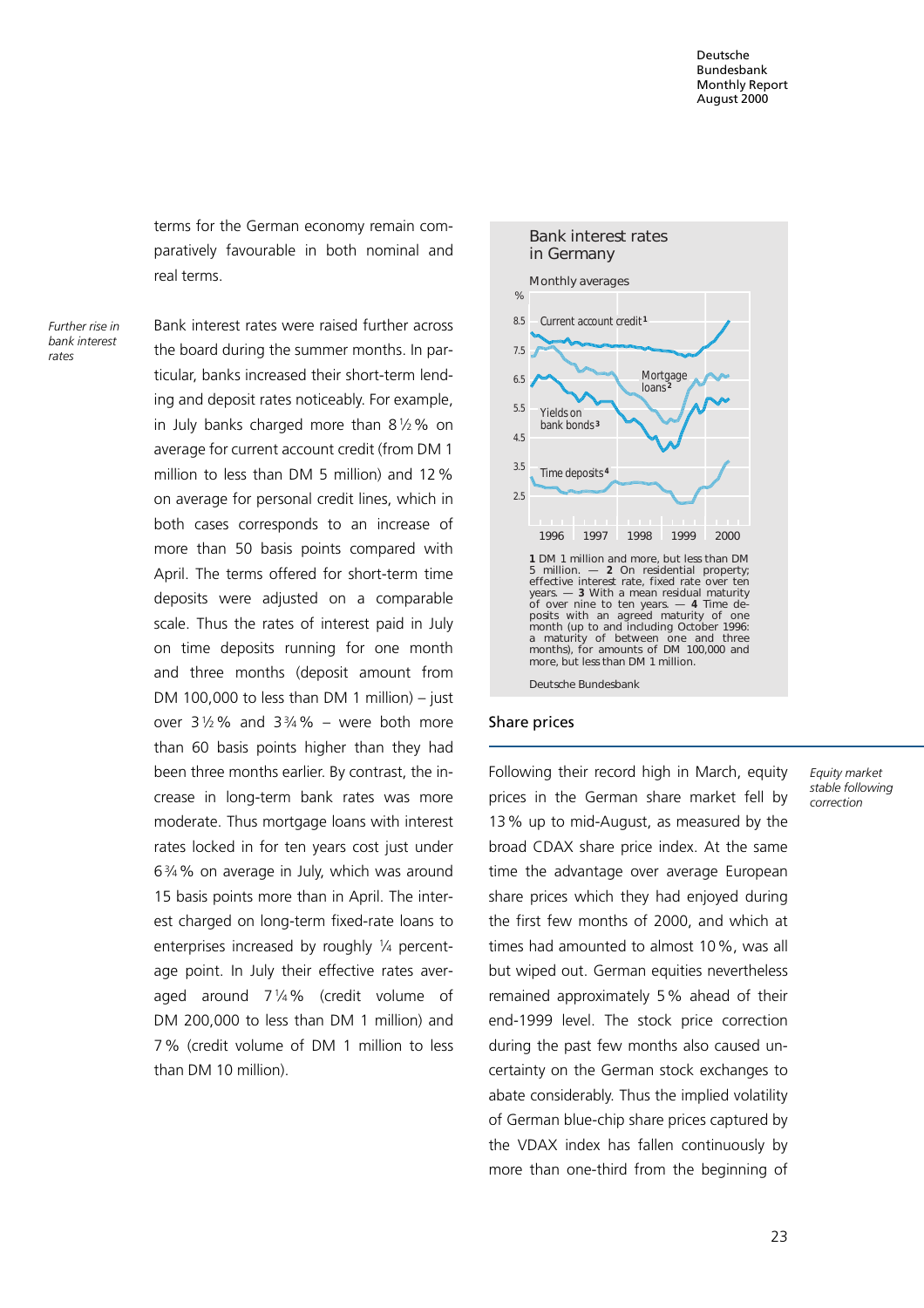terms for the German economy remain comparatively favourable in both nominal and real terms.

*Further rise in bank interest rates*

Bank interest rates were raised further across the board during the summer months. In particular, banks increased their short-term lending and deposit rates noticeably. For example, in July banks charged more than 8½% on average for current account credit (from DM 1 million to less than DM 5 million) and 12% on average for personal credit lines, which in both cases corresponds to an increase of more than 50 basis points compared with April. The terms offered for short-term time deposits were adjusted on a comparable scale. Thus the rates of interest paid in July on time deposits running for one month and three months (deposit amount from DM 100,000 to less than DM 1 million) – just over 3½% and 3¾% – were both more than 60 basis points higher than they had been three months earlier. By contrast, the increase in long-term bank rates was more moderate. Thus mortgage loans with interest rates locked in for ten years cost just under 6¾% on average in July, which was around 15 basis points more than in April. The interest charged on long-term fixed-rate loans to enterprises increased by roughly ¼ percentage point. In July their effective rates averaged around 7¼% (credit volume of DM 200,000 to less than DM 1 million) and 7% (credit volume of DM 1 million to less than DM 10 million).

**Bank interest rates in Germany**

Monthly averages

1 DM 1 million and more, but less than DM 5 million. — 2 On residential property; effective interest rate, fixed rate over ten years. — 3 With a mean residual maturity of over nine to ten years. — 4 Time deposits with an agreed maturity of one month (up to and including October 1996: a maturity of between one and three months), for amounts of DM 100,000 and more, but less than DM 1 million.

Deutsche Bundesbank

## Share prices

*Equity market stable following correction*

Following their record high in March, equity prices in the German share market fell by 13% up to mid-August, as measured by the broad CDAX share price index. At the same time the advantage over average European share prices which they had enjoyed during the first few months of 2000, and which at times had amounted to almost 10%, was all but wiped out. German equities nevertheless remained approximately 5% ahead of their end-1999 level. The stock price correction during the past few months also caused uncertainty on the German stock exchanges to abate considerably. Thus the implied volatility of German blue-chip share prices captured by the VDAX index has fallen continuously by more than one-third from the beginning of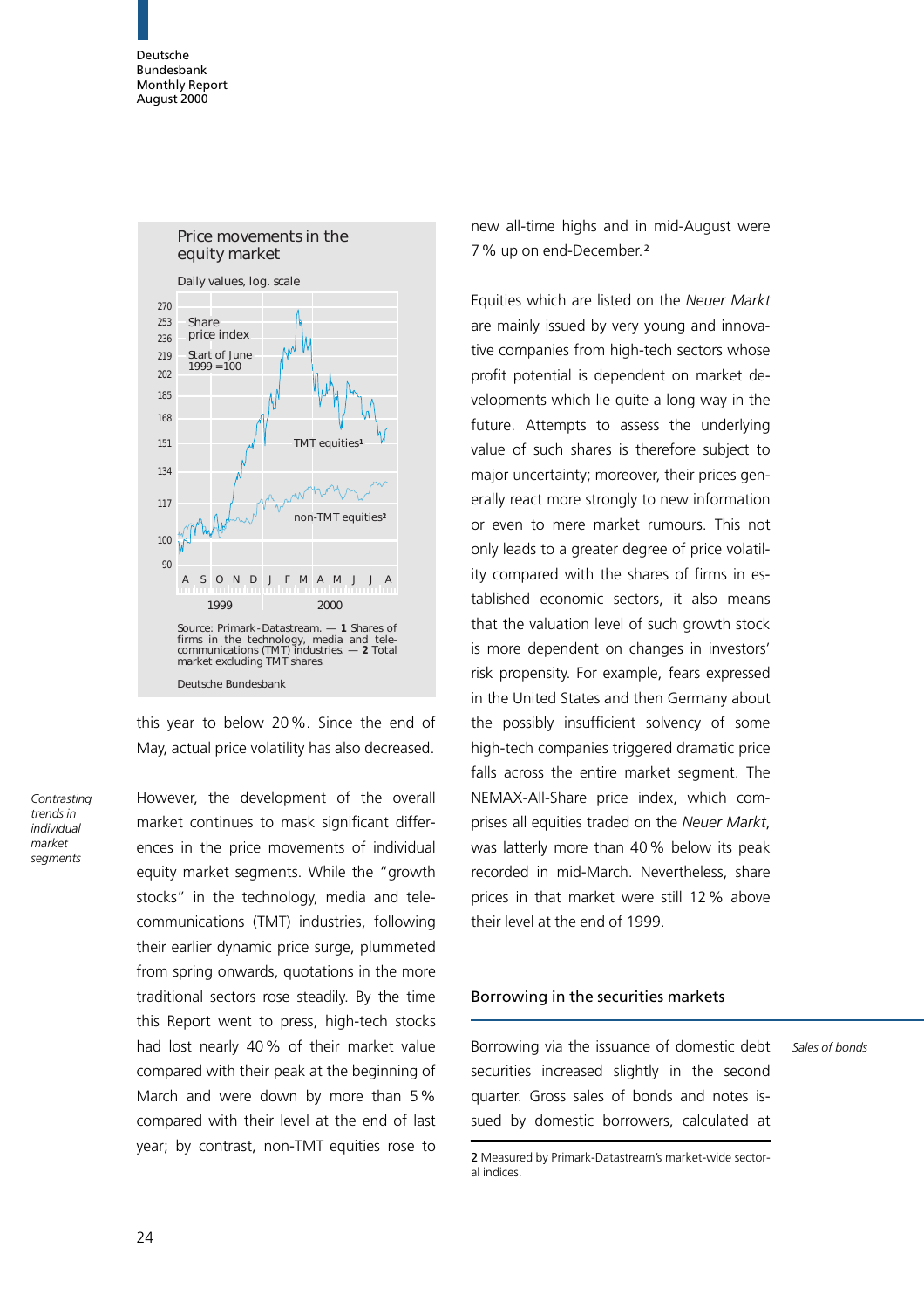**Price movements in the equity market**

Daily values, log. scale

Source: Primark-Datastream. — **1** Shares of firms in the technology, media and telecommunications (TMT) industries. — **2** Total market excluding TMT shares.

Deutsche Bundesbank

this year to below 20 %. Since the end of May, actual price volatility has also decreased.

*Contrasting trends in individual market segments*

However, the development of the overall market continues to mask significant differences in the price movements of individual equity market segments. While the "growth stocks" in the technology, media and telecommunications (TMT) industries, following their earlier dynamic price surge, plummeted from spring onwards, quotations in the more traditional sectors rose steadily. By the time this Report went to press, high-tech stocks had lost nearly 40 % of their market value compared with their peak at the beginning of March and were down by more than 5 % compared with their level at the end of last year; by contrast, non-TMT equities rose to new all-time highs and in mid-August were 7 % up on end-December.[2]

Equities which are listed on the *Neuer Markt* are mainly issued by very young and innovative companies from high-tech sectors whose profit potential is dependent on market developments which lie quite a long way in the future. Attempts to assess the underlying value of such shares is therefore subject to major uncertainty; moreover, their prices generally react more strongly to new information or even to mere market rumours. This not only leads to a greater degree of price volatility compared with the shares of firms in established economic sectors, it also means that the valuation level of such growth stock is more dependent on changes in investors' risk propensity. For example, fears expressed in the United States and then Germany about the possibly insufficient solvency of some high-tech companies triggered dramatic price falls across the entire market segment. The NEMAX-All-Share price index, which comprises all equities traded on the *Neuer Markt*, was latterly more than 40 % below its peak recorded in mid-March. Nevertheless, share prices in that market were still 12 % above their level at the end of 1999.

## Borrowing in the securities markets

*Sales of bonds*

Borrowing via the issuance of domestic debt securities increased slightly in the second quarter. Gross sales of bonds and notes issued by domestic borrowers, calculated at

2 Measured by Primark-Datastream's market-wide sectoral indices.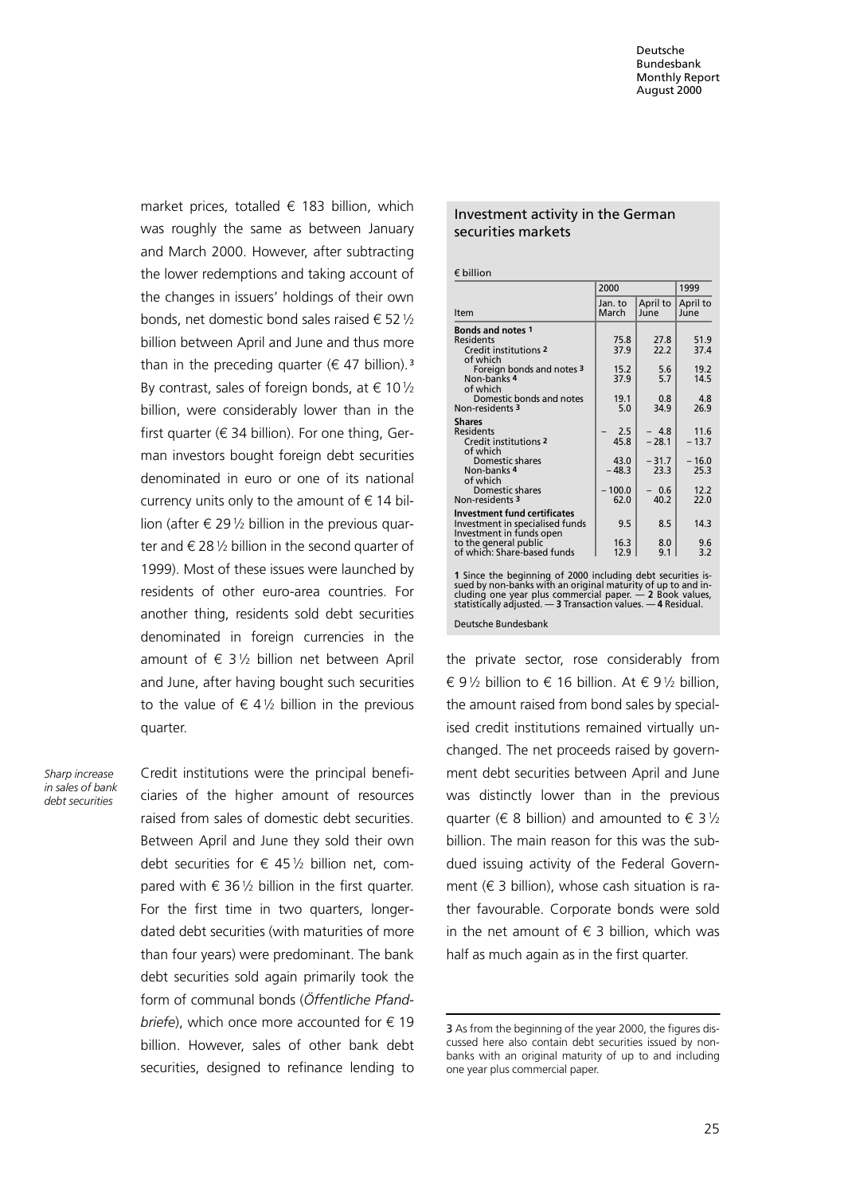market prices, totalled € 183 billion, which was roughly the same as between January and March 2000. However, after subtracting the lower redemptions and taking account of the changes in issuers' holdings of their own bonds, net domestic bond sales raised € 52 ½ billion between April and June and thus more than in the preceding quarter (€ 47 billion).[3] By contrast, sales of foreign bonds, at € 10 ½ billion, were considerably lower than in the first quarter (€ 34 billion). For one thing, German investors bought foreign debt securities denominated in euro or one of its national currency units only to the amount of € 14 billion (after € 29 ½ billion in the previous quarter and € 28 ½ billion in the second quarter of 1999). Most of these issues were launched by residents of other euro-area countries. For another thing, residents sold debt securities denominated in foreign currencies in the amount of € 3 ½ billion net between April and June, after having bought such securities to the value of € 4 ½ billion in the previous quarter.

### Investment activity in the German securities markets

€ billion

| Item | 2000 | | 1999 |
|---|---|---|---|
| | Jan. to March | April to June | April to June |
| **Bonds and notes 1** | | | |
| Residents | 75.8 | 27.8 | 51.9 |
| Credit institutions 2 | 37.9 | 22.2 | 37.4 |
| of which | | | |
| Foreign bonds and notes 3 | 15.2 | 5.6 | 19.2 |
| Non-banks 4 | 37.9 | 5.7 | 14.5 |
| of which | | | |
| Domestic bonds and notes | 19.1 | 0.8 | 4.8 |
| Non-residents 3 | 5.0 | 34.9 | 26.9 |
| **Shares** | | | |
| Residents | – 2.5 | – 4.8 | 11.6 |
| Credit institutions 2 | 45.8 | – 28.1 | – 13.7 |
| of which | | | |
| Domestic shares | 43.0 | – 31.7 | – 16.0 |
| Non-banks 4 | – 48.3 | 23.3 | 25.3 |
| of which | | | |
| Domestic shares | – 100.0 | – 0.6 | 12.2 |
| Non-residents 3 | 62.0 | 40.2 | 22.0 |
| **Investment fund certificates** | | | |
| Investment in specialised funds | 9.5 | 8.5 | 14.3 |
| Investment in funds open to the general public | 16.3 | 8.0 | 9.6 |
| of which: Share-based funds | 12.9 | 9.1 | 3.2 |

**1** Since the beginning of 2000 including debt securities issued by non-banks with an original maturity of up to and including one year plus commercial paper. — **2** Book values, statistically adjusted. — **3** Transaction values. — **4** Residual.

Deutsche Bundesbank

*Sharp increase in sales of bank debt securities*

Credit institutions were the principal beneficiaries of the higher amount of resources raised from sales of domestic debt securities. Between April and June they sold their own debt securities for € 45 ½ billion net, compared with € 36 ½ billion in the first quarter. For the first time in two quarters, longer-dated debt securities (with maturities of more than four years) were predominant. The bank debt securities sold again primarily took the form of communal bonds (*Öffentliche Pfandbriefe*), which once more accounted for € 19 billion. However, sales of other bank debt securities, designed to refinance lending to the private sector, rose considerably from € 9 ½ billion to € 16 billion. At € 9 ½ billion, the amount raised from bond sales by specialised credit institutions remained virtually unchanged. The net proceeds raised by government debt securities between April and June was distinctly lower than in the previous quarter (€ 8 billion) and amounted to € 3 ½ billion. The main reason for this was the subdued issuing activity of the Federal Government (€ 3 billion), whose cash situation is rather favourable. Corporate bonds were sold in the net amount of € 3 billion, which was half as much again as in the first quarter.

3 As from the beginning of the year 2000, the figures discussed here also contain debt securities issued by non-banks with an original maturity of up to and including one year plus commercial paper.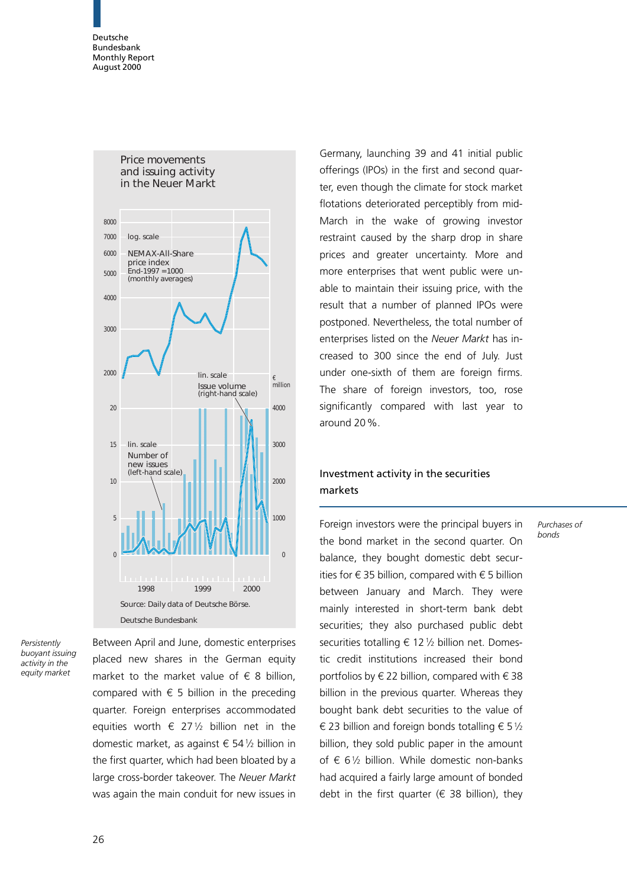Price movements and issuing activity in the Neuer Markt

Source: Daily data of Deutsche Börse.

Deutsche Bundesbank

*Persistently buoyant issuing activity in the equity market*

Between April and June, domestic enterprises placed new shares in the German equity market to the market value of € 8 billion, compared with € 5 billion in the preceding quarter. Foreign enterprises accommodated equities worth € 27½ billion net in the domestic market, as against € 54½ billion in the first quarter, which had been bloated by a large cross-border takeover. The *Neuer Markt* was again the main conduit for new issues in Germany, launching 39 and 41 initial public offerings (IPOs) in the first and second quarter, even though the climate for stock market flotations deteriorated perceptibly from mid-March in the wake of growing investor restraint caused by the sharp drop in share prices and greater uncertainty. More and more enterprises that went public were unable to maintain their issuing price, with the result that a number of planned IPOs were postponed. Nevertheless, the total number of enterprises listed on the *Neuer Markt* has increased to 300 since the end of July. Just under one-sixth of them are foreign firms. The share of foreign investors, too, rose significantly compared with last year to around 20 %.

## Investment activity in the securities markets

*Purchases of bonds*

Foreign investors were the principal buyers in the bond market in the second quarter. On balance, they bought domestic debt securities for € 35 billion, compared with € 5 billion between January and March. They were mainly interested in short-term bank debt securities; they also purchased public debt securities totalling € 12½ billion net. Domestic credit institutions increased their bond portfolios by € 22 billion, compared with € 38 billion in the previous quarter. Whereas they bought bank debt securities to the value of € 23 billion and foreign bonds totalling € 5½ billion, they sold public paper in the amount of € 6½ billion. While domestic non-banks had acquired a fairly large amount of bonded debt in the first quarter (€ 38 billion), they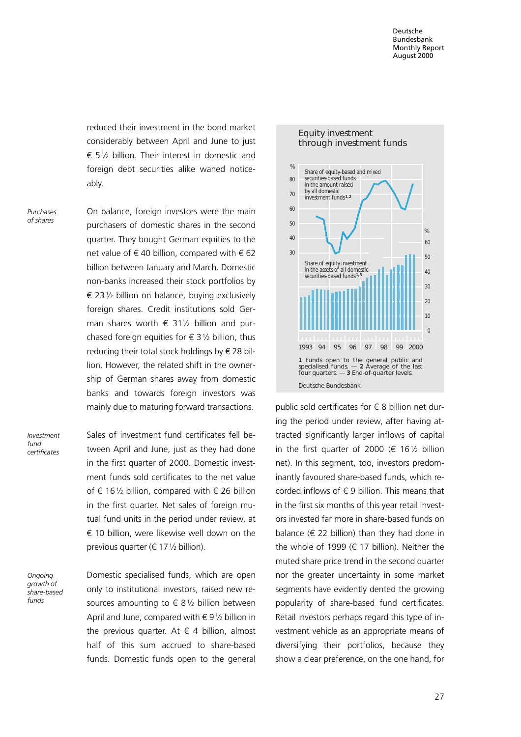reduced their investment in the bond market considerably between April and June to just € 5½ billion. Their interest in domestic and foreign debt securities alike waned noticeably.

*Purchases of shares*

On balance, foreign investors were the main purchasers of domestic shares in the second quarter. They bought German equities to the net value of € 40 billion, compared with € 62 billion between January and March. Domestic non-banks increased their stock portfolios by € 23½ billion on balance, buying exclusively foreign shares. Credit institutions sold German shares worth € 31½ billion and purchased foreign equities for € 3½ billion, thus reducing their total stock holdings by € 28 billion. However, the related shift in the ownership of German shares away from domestic banks and towards foreign investors was mainly due to maturing forward transactions.

*Investment fund certificates*

Sales of investment fund certificates fell between April and June, just as they had done in the first quarter of 2000. Domestic investment funds sold certificates to the net value of € 16½ billion, compared with € 26 billion in the first quarter. Net sales of foreign mutual fund units in the period under review, at € 10 billion, were likewise well down on the previous quarter (€ 17½ billion).

*Ongoing growth of share-based funds*

Domestic specialised funds, which are open only to institutional investors, raised new resources amounting to € 8½ billion between April and June, compared with € 9½ billion in the previous quarter. At € 4 billion, almost half of this sum accrued to share-based funds. Domestic funds open to the general public sold certificates for € 8 billion net during the period under review, after having attracted significantly larger inflows of capital in the first quarter of 2000 (€ 16½ billion net). In this segment, too, investors predominantly favoured share-based funds, which recorded inflows of € 9 billion. This means that in the first six months of this year retail investors invested far more in share-based funds on balance (€ 22 billion) than they had done in the whole of 1999 (€ 17 billion). Neither the muted share price trend in the second quarter nor the greater uncertainty in some market segments have evidently dented the growing popularity of share-based fund certificates. Retail investors perhaps regard this type of investment vehicle as an appropriate means of diversifying their portfolios, because they show a clear preference, on the one hand, for

**Equity investment through investment funds**

Share of equity-based and mixed securities-based funds in the amount raised by all domestic investment funds[1,2]

Share of equity investment in the assets of all domestic securities-based funds[1,3]

1 Funds open to the general public and specialised funds. — 2 Average of the last four quarters. — 3 End-of-quarter levels.

Deutsche Bundesbank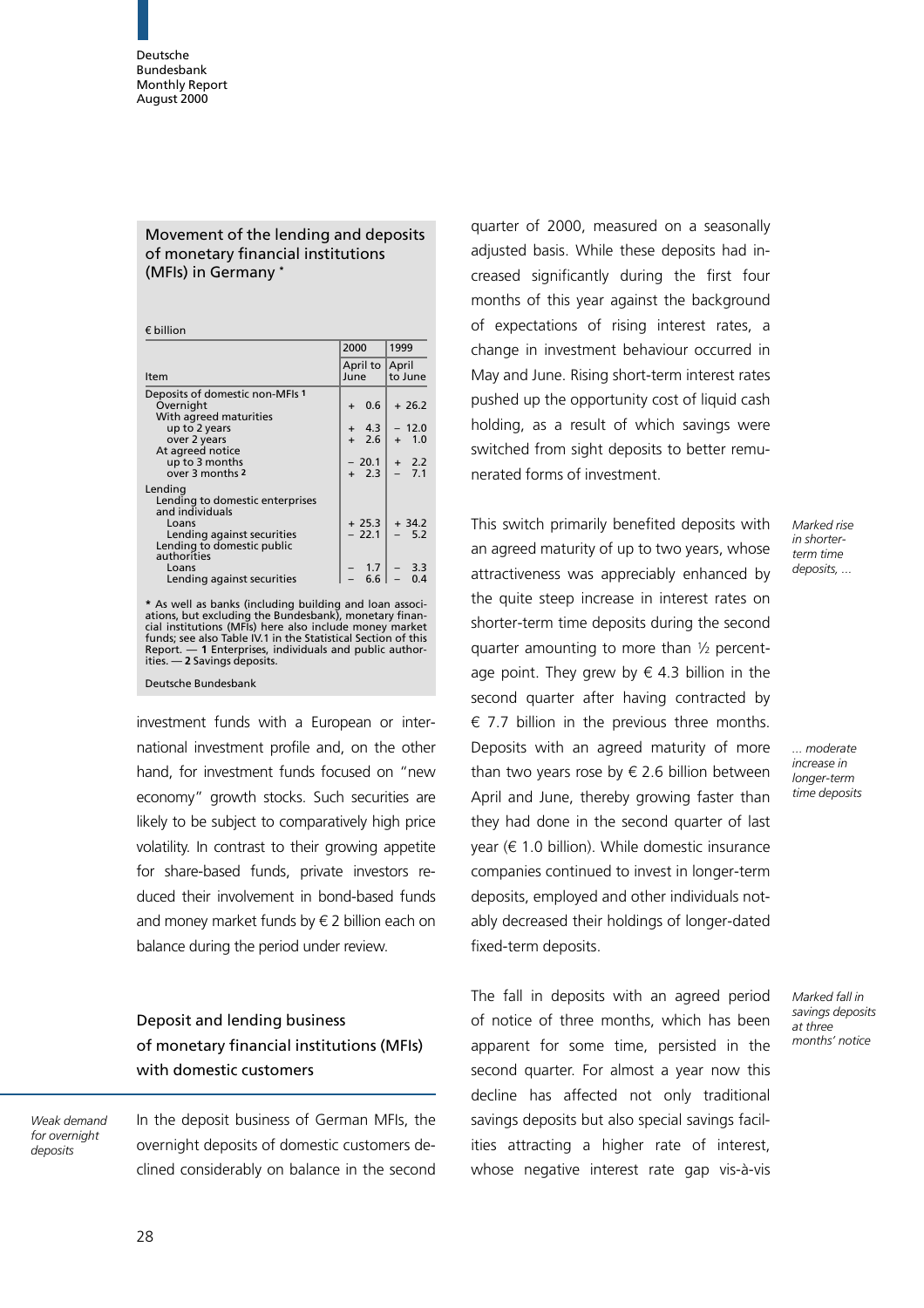### Movement of the lending and deposits of monetary financial institutions (MFIs) in Germany *

€ billion

| Item | 2000 April to June | 1999 April to June |
|---|---|---|
| Deposits of domestic non-MFIs [1] | | |
| Overnight | + 0.6 | + 26.2 |
| With agreed maturities | | |
| up to 2 years | + 4.3 | – 12.0 |
| over 2 years | + 2.6 | + 1.0 |
| At agreed notice | | |
| up to 3 months | – 20.1 | + 2.2 |
| over 3 months [2] | + 2.3 | – 7.1 |
| Lending | | |
| Lending to domestic enterprises and individuals | | |
| Loans | + 25.3 | + 34.2 |
| Lending against securities | – 22.1 | – 5.2 |
| Lending to domestic public authorities | | |
| Loans | – 1.7 | – 3.3 |
| Lending against securities | – 6.6 | – 0.4 |

* As well as banks (including building and loan associations, but excluding the Bundesbank), monetary financial institutions (MFIs) here also include money market funds; see also Table IV.1 in the Statistical Section of this Report. — 1 Enterprises, individuals and public authorities. — 2 Savings deposits.

Deutsche Bundesbank

investment funds with a European or international investment profile and, on the other hand, for investment funds focused on "new economy" growth stocks. Such securities are likely to be subject to comparatively high price volatility. In contrast to their growing appetite for share-based funds, private investors reduced their involvement in bond-based funds and money market funds by € 2 billion each on balance during the period under review.

## Deposit and lending business of monetary financial institutions (MFIs) with domestic customers

*Weak demand for overnight deposits*

In the deposit business of German MFIs, the overnight deposits of domestic customers declined considerably on balance in the second quarter of 2000, measured on a seasonally adjusted basis. While these deposits had increased significantly during the first four months of this year against the background of expectations of rising interest rates, a change in investment behaviour occurred in May and June. Rising short-term interest rates pushed up the opportunity cost of liquid cash holding, as a result of which savings were switched from sight deposits to better remunerated forms of investment.

*Marked rise in shorter-term time deposits, ...*

This switch primarily benefited deposits with an agreed maturity of up to two years, whose attractiveness was appreciably enhanced by the quite steep increase in interest rates on shorter-term time deposits during the second quarter amounting to more than ½ percentage point. They grew by € 4.3 billion in the second quarter after having contracted by € 7.7 billion in the previous three months. Deposits with an agreed maturity of more than two years rose by € 2.6 billion between April and June, thereby growing faster than they had done in the second quarter of last year (€ 1.0 billion). While domestic insurance companies continued to invest in longer-term deposits, employed and other individuals notably decreased their holdings of longer-dated fixed-term deposits.

*... moderate increase in longer-term time deposits*

*Marked fall in savings deposits at three months' notice*

The fall in deposits with an agreed period of notice of three months, which has been apparent for some time, persisted in the second quarter. For almost a year now this decline has affected not only traditional savings deposits but also special savings facilities attracting a higher rate of interest, whose negative interest rate gap vis-à-vis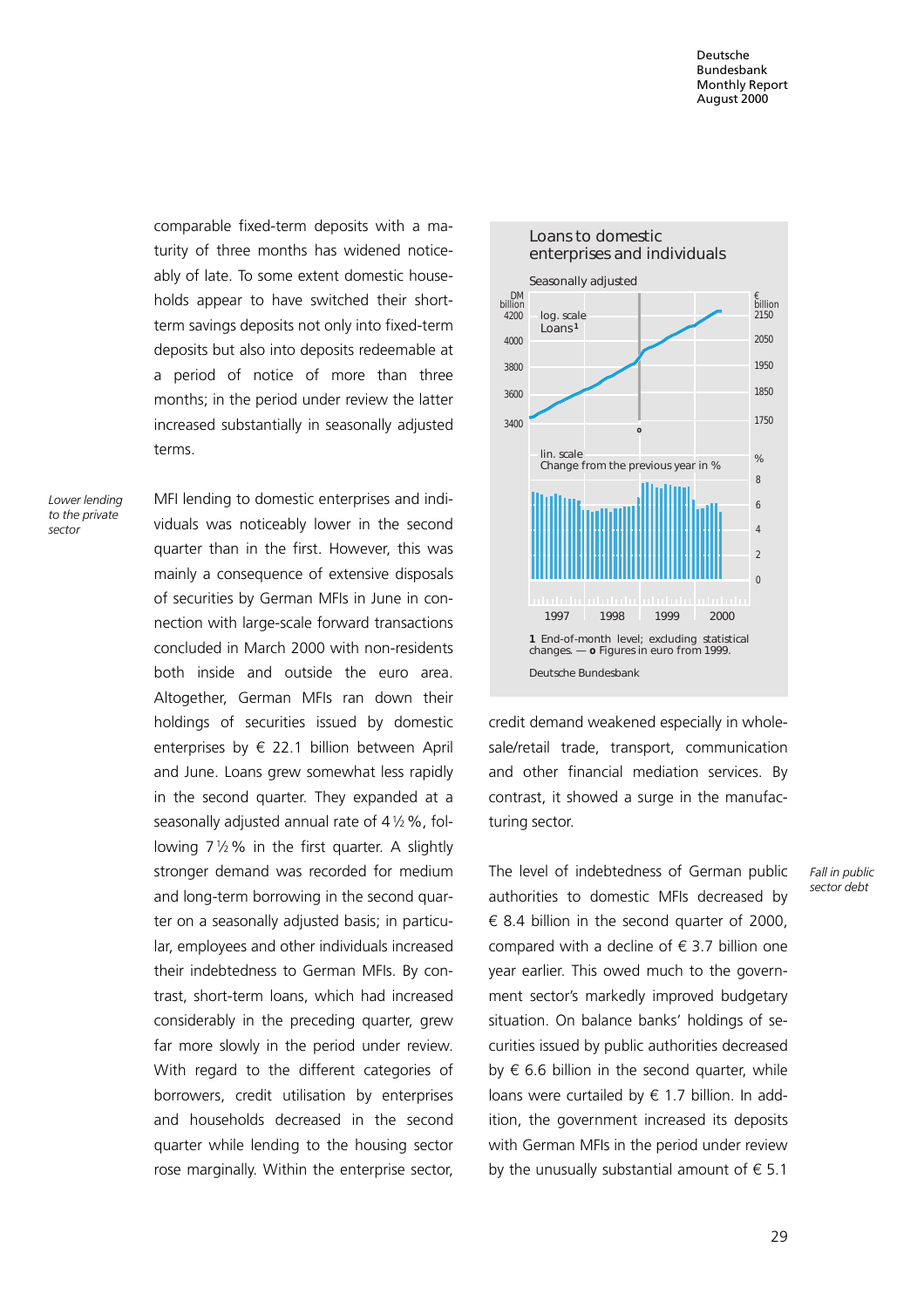comparable fixed-term deposits with a maturity of three months has widened noticeably of late. To some extent domestic households appear to have switched their short-term savings deposits not only into fixed-term deposits but also into deposits redeemable at a period of notice of more than three months; in the period under review the latter increased substantially in seasonally adjusted terms.

*Lower lending to the private sector*

MFI lending to domestic enterprises and individuals was noticeably lower in the second quarter than in the first. However, this was mainly a consequence of extensive disposals of securities by German MFIs in June in connection with large-scale forward transactions concluded in March 2000 with non-residents both inside and outside the euro area. Altogether, German MFIs ran down their holdings of securities issued by domestic enterprises by € 22.1 billion between April and June. Loans grew somewhat less rapidly in the second quarter. They expanded at a seasonally adjusted annual rate of 4½ %, following 7½ % in the first quarter. A slightly stronger demand was recorded for medium and long-term borrowing in the second quarter on a seasonally adjusted basis; in particular, employees and other individuals increased their indebtedness to German MFIs. By contrast, short-term loans, which had increased considerably in the preceding quarter, grew far more slowly in the period under review. With regard to the different categories of borrowers, credit utilisation by enterprises and households decreased in the second quarter while lending to the housing sector rose marginally. Within the enterprise sector, credit demand weakened especially in wholesale/retail trade, transport, communication and other financial mediation services. By contrast, it showed a surge in the manufacturing sector.

**Loans to domestic enterprises and individuals**

Seasonally adjusted

1 End-of-month level; excluding statistical changes. — o Figures in euro from 1999.

Deutsche Bundesbank

*Fall in public sector debt*

The level of indebtedness of German public authorities to domestic MFIs decreased by € 8.4 billion in the second quarter of 2000, compared with a decline of € 3.7 billion one year earlier. This owed much to the government sector's markedly improved budgetary situation. On balance banks' holdings of securities issued by public authorities decreased by € 6.6 billion in the second quarter, while loans were curtailed by € 1.7 billion. In addition, the government increased its deposits with German MFIs in the period under review by the unusually substantial amount of € 5.1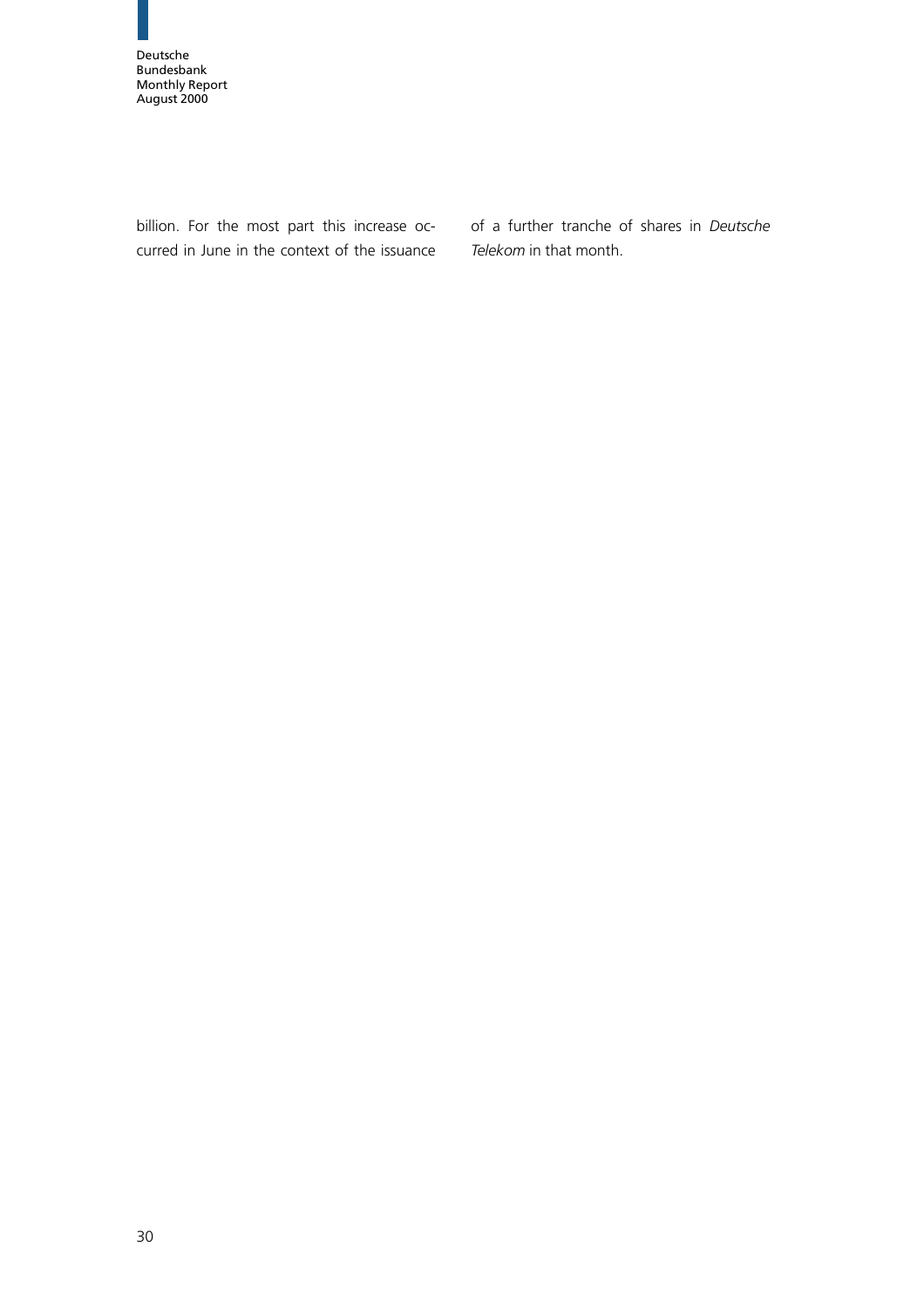billion. For the most part this increase occurred in June in the context of the issuance of a further tranche of shares in *Deutsche Telekom* in that month.